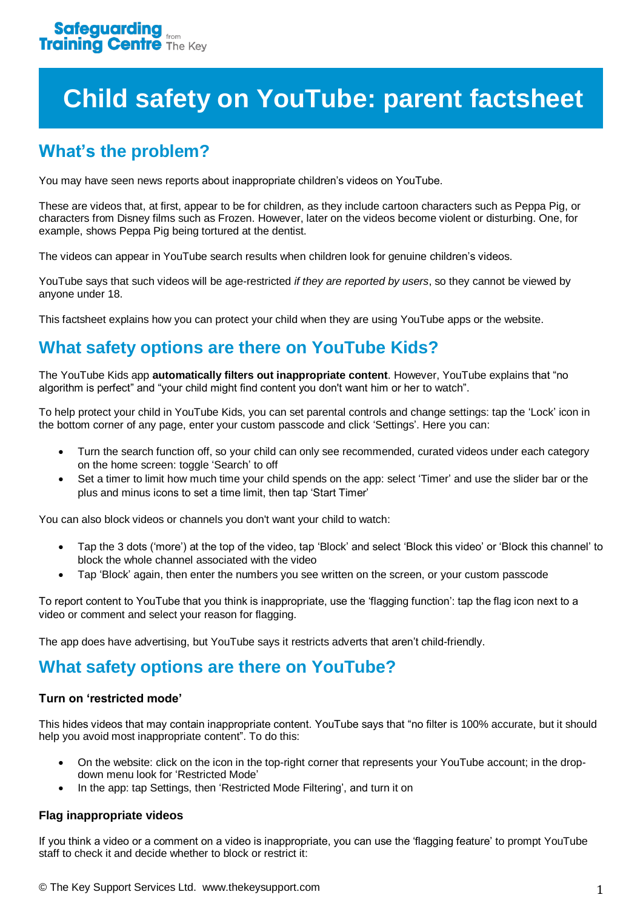Safeguarding Training Centre from The Key

# Child safety on YouTube: parent factsheet

## What's the problem?

You may have seen news reports about inappropriate children's videos on YouTube.

These are videos that, at first, appear to be for children, as they include cartoon characters such as Peppa Pig, or characters from Disney films such as Frozen. However, later on the videos become violent or disturbing. One, for example, shows Peppa Pig being tortured at the dentist.

The videos can appear in YouTube search results when children look for genuine children's videos.

YouTube says that such videos will be age-restricted *if they are reported by users*, so they cannot be viewed by anyone under 18.

This factsheet explains how you can protect your child when they are using YouTube apps or the website.

## What safety options are there on YouTube Kids?

The YouTube Kids app **automatically filters out inappropriate content**. However, YouTube explains that "no algorithm is perfect" and "your child might find content you don't want him or her to watch".

To help protect your child in YouTube Kids, you can set parental controls and change settings: tap the 'Lock' icon in the bottom corner of any page, enter your custom passcode and click 'Settings'. Here you can:

- Turn the search function off, so your child can only see recommended, curated videos under each category on the home screen: toggle 'Search' to off
- Set a timer to limit how much time your child spends on the app: select 'Timer' and use the slider bar or the plus and minus icons to set a time limit, then tap 'Start Timer'

You can also block videos or channels you don't want your child to watch:

- Tap the 3 dots ('more') at the top of the video, tap 'Block' and select 'Block this video' or 'Block this channel' to block the whole channel associated with the video
- Tap 'Block' again, then enter the numbers you see written on the screen, or your custom passcode

To report content to YouTube that you think is inappropriate, use the 'flagging function': tap the flag icon next to a video or comment and select your reason for flagging.

The app does have advertising, but YouTube says it restricts adverts that aren't child-friendly.

## What safety options are there on YouTube?

### Turn on 'restricted mode'

This hides videos that may contain inappropriate content. YouTube says that "no filter is 100% accurate, but it should help you avoid most inappropriate content". To do this:

- On the website: click on the icon in the top-right corner that represents your YouTube account; in the drop-down menu look for 'Restricted Mode'
- In the app: tap Settings, then 'Restricted Mode Filtering', and turn it on

### Flag inappropriate videos

If you think a video or a comment on a video is inappropriate, you can use the 'flagging feature' to prompt YouTube staff to check it and decide whether to block or restrict it: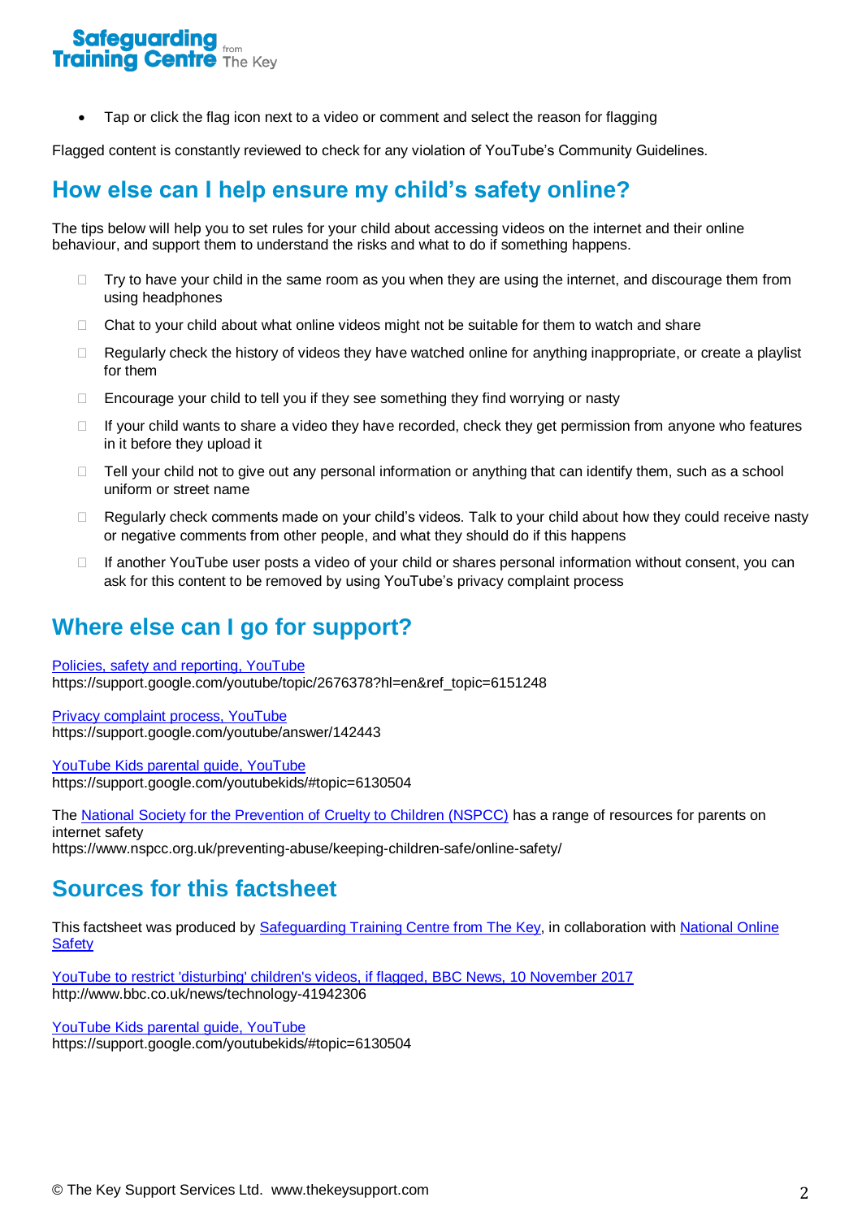- Tap or click the flag icon next to a video or comment and select the reason for flagging

Flagged content is constantly reviewed to check for any violation of YouTube's Community Guidelines.

## How else can I help ensure my child's safety online?

The tips below will help you to set rules for your child about accessing videos on the internet and their online behaviour, and support them to understand the risks and what to do if something happens.

- Try to have your child in the same room as you when they are using the internet, and discourage them from using headphones
- Chat to your child about what online videos might not be suitable for them to watch and share
- Regularly check the history of videos they have watched online for anything inappropriate, or create a playlist for them
- Encourage your child to tell you if they see something they find worrying or nasty
- If your child wants to share a video they have recorded, check they get permission from anyone who features in it before they upload it
- Tell your child not to give out any personal information or anything that can identify them, such as a school uniform or street name
- Regularly check comments made on your child's videos. Talk to your child about how they could receive nasty or negative comments from other people, and what they should do if this happens
- If another YouTube user posts a video of your child or shares personal information without consent, you can ask for this content to be removed by using YouTube's privacy complaint process

## Where else can I go for support?

Policies, safety and reporting, YouTube
https://support.google.com/youtube/topic/2676378?hl=en&ref_topic=6151248

Privacy complaint process, YouTube
https://support.google.com/youtube/answer/142443

YouTube Kids parental guide, YouTube
https://support.google.com/youtubekids/#topic=6130504

The National Society for the Prevention of Cruelty to Children (NSPCC) has a range of resources for parents on internet safety
https://www.nspcc.org.uk/preventing-abuse/keeping-children-safe/online-safety/

## Sources for this factsheet

This factsheet was produced by Safeguarding Training Centre from The Key, in collaboration with National Online Safety

YouTube to restrict 'disturbing' children's videos, if flagged, BBC News, 10 November 2017
http://www.bbc.co.uk/news/technology-41942306

YouTube Kids parental guide, YouTube
https://support.google.com/youtubekids/#topic=6130504

© The Key Support Services Ltd. www.thekeysupport.com